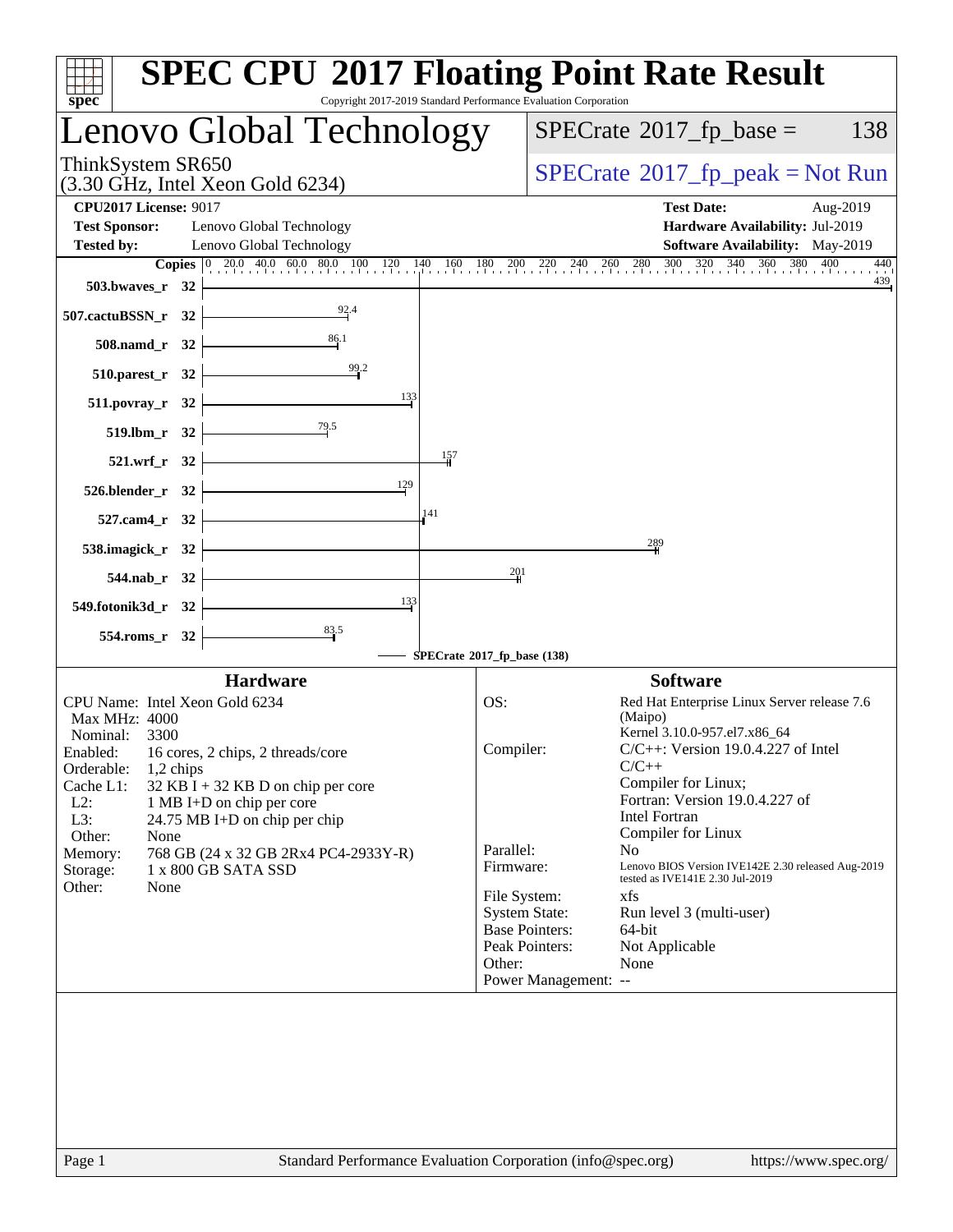# SPEC CPU 2017 Floating Point Rate Result

Copyright 2017-2019 Standard Performance Evaluation Corporation

## Lenovo Global Technology

ThinkSystem SR650
(3.30 GHz, Intel Xeon Gold 6234)

SPECrate 2017_fp_base = 138

SPECrate 2017_fp_peak = Not Run

**CPU2017 License:** 9017
**Test Sponsor:** Lenovo Global Technology
**Tested by:** Lenovo Global Technology

**Test Date:** Aug-2019
**Hardware Availability:** Jul-2019
**Software Availability:** May-2019

| Benchmark | Copies | SPECrate 2017_fp_base |
|---|---|---|
| 503.bwaves_r | 32 | 439 |
| 507.cactuBSSN_r | 32 | 92.4 |
| 508.namd_r | 32 | 86.1 |
| 510.parest_r | 32 | 99.2 |
| 511.povray_r | 32 | 133 |
| 519.lbm_r | 32 | 79.5 |
| 521.wrf_r | 32 | 157 |
| 526.blender_r | 32 | 129 |
| 527.cam4_r | 32 | 141 |
| 538.imagick_r | 32 | 289 |
| 544.nab_r | 32 | 201 |
| 549.fotonik3d_r | 32 | 133 |
| 554.roms_r | 32 | 83.5 |

SPECrate 2017_fp_base (138)

### Hardware

| | |
|---|---|
| CPU Name: | Intel Xeon Gold 6234 |
| Max MHz: | 4000 |
| Nominal: | 3300 |
| Enabled: | 16 cores, 2 chips, 2 threads/core |
| Orderable: | 1,2 chips |
| Cache L1: | 32 KB I + 32 KB D on chip per core |
| L2: | 1 MB I+D on chip per core |
| L3: | 24.75 MB I+D on chip per chip |
| Other: | None |
| Memory: | 768 GB (24 x 32 GB 2Rx4 PC4-2933Y-R) |
| Storage: | 1 x 800 GB SATA SSD |
| Other: | None |

### Software

| | |
|---|---|
| OS: | Red Hat Enterprise Linux Server release 7.6 (Maipo) Kernel 3.10.0-957.el7.x86_64 |
| Compiler: | C/C++: Version 19.0.4.227 of Intel C/C++ Compiler for Linux; Fortran: Version 19.0.4.227 of Intel Fortran Compiler for Linux |
| Parallel: | No |
| Firmware: | Lenovo BIOS Version IVE142E 2.30 released Aug-2019 tested as IVE141E 2.30 Jul-2019 |
| File System: | xfs |
| System State: | Run level 3 (multi-user) |
| Base Pointers: | 64-bit |
| Peak Pointers: | Not Applicable |
| Other: | None |
| Power Management: | -- |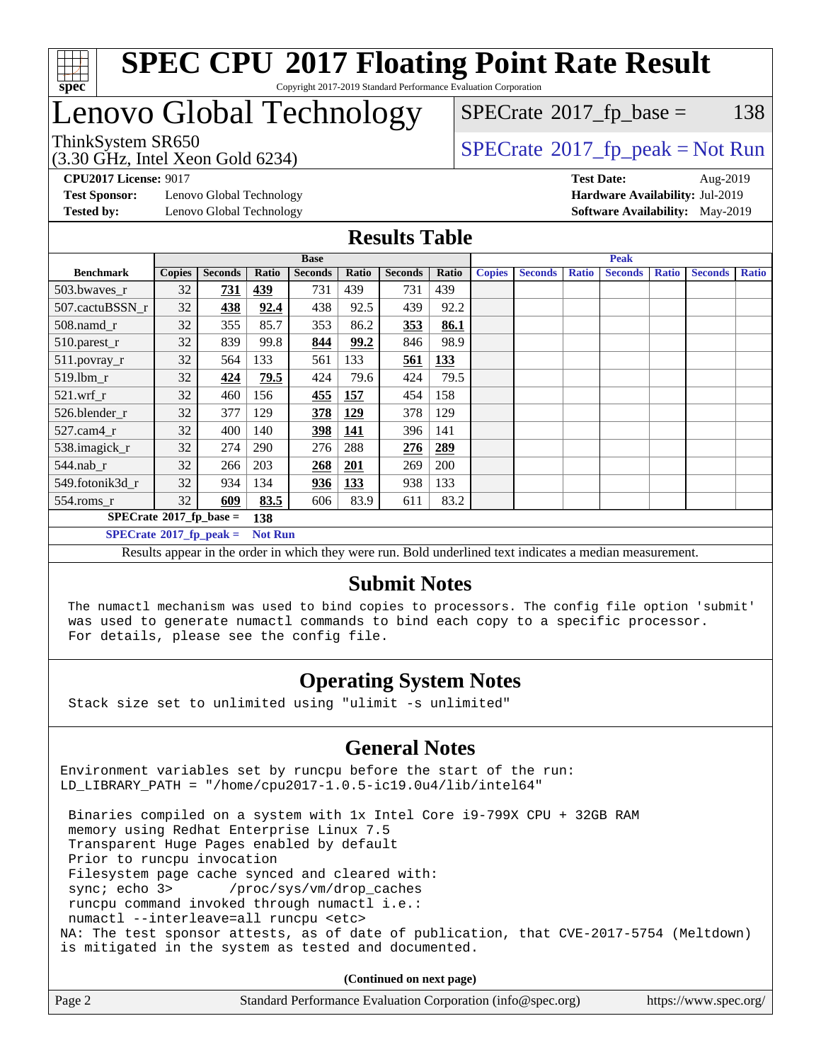# SPEC CPU 2017 Floating Point Rate Result

Copyright 2017-2019 Standard Performance Evaluation Corporation

## Lenovo Global Technology

ThinkSystem SR650
(3.30 GHz, Intel Xeon Gold 6234)

SPECrate 2017_fp_base = 138

SPECrate 2017_fp_peak = Not Run

**CPU2017 License:** 9017
**Test Sponsor:** Lenovo Global Technology
**Tested by:** Lenovo Global Technology

**Test Date:** Aug-2019
**Hardware Availability:** Jul-2019
**Software Availability:** May-2019

## Results Table

| | Base | | | | | | | Peak | | | | | | |
|---|---|---|---|---|---|---|---|---|---|---|---|---|---|---|
| **Benchmark** | **Copies** | **Seconds** | **Ratio** | **Seconds** | **Ratio** | **Seconds** | **Ratio** | **Copies** | **Seconds** | **Ratio** | **Seconds** | **Ratio** | **Seconds** | **Ratio** |
| 503.bwaves_r | 32 | **731** | **439** | 731 | 439 | 731 | 439 | | | | | | | |
| 507.cactuBSSN_r | 32 | **438** | **92.4** | 438 | 92.5 | 439 | 92.2 | | | | | | | |
| 508.namd_r | 32 | 355 | 85.7 | 353 | 86.2 | **353** | **86.1** | | | | | | | |
| 510.parest_r | 32 | 839 | 99.8 | **844** | **99.2** | 846 | 98.9 | | | | | | | |
| 511.povray_r | 32 | 564 | 133 | 561 | 133 | **561** | **133** | | | | | | | |
| 519.lbm_r | 32 | **424** | **79.5** | 424 | 79.6 | 424 | 79.5 | | | | | | | |
| 521.wrf_r | 32 | 460 | 156 | **455** | **157** | 454 | 158 | | | | | | | |
| 526.blender_r | 32 | 377 | 129 | **378** | **129** | 378 | 129 | | | | | | | |
| 527.cam4_r | 32 | 400 | 140 | **398** | **141** | 396 | 141 | | | | | | | |
| 538.imagick_r | 32 | 274 | 290 | 276 | 288 | **276** | **289** | | | | | | | |
| 544.nab_r | 32 | 266 | 203 | **268** | **201** | 269 | 200 | | | | | | | |
| 549.fotonik3d_r | 32 | 934 | 134 | **936** | **133** | 938 | 133 | | | | | | | |
| 554.roms_r | 32 | **609** | **83.5** | 606 | 83.9 | 611 | 83.2 | | | | | | | |

**SPECrate 2017_fp_base = 138**

**SPECrate 2017_fp_peak = Not Run**

Results appear in the order in which they were run. Bold underlined text indicates a median measurement.

## Submit Notes

```
The numactl mechanism was used to bind copies to processors. The config file option 'submit'
was used to generate numactl commands to bind each copy to a specific processor.
For details, please see the config file.
```

## Operating System Notes

```
Stack size set to unlimited using "ulimit -s unlimited"
```

## General Notes

```
Environment variables set by runcpu before the start of the run:
LD_LIBRARY_PATH = "/home/cpu2017-1.0.5-ic19.0u4/lib/intel64"

 Binaries compiled on a system with 1x Intel Core i9-799X CPU + 32GB RAM
 memory using Redhat Enterprise Linux 7.5
 Transparent Huge Pages enabled by default
 Prior to runcpu invocation
 Filesystem page cache synced and cleared with:
 sync; echo 3>       /proc/sys/vm/drop_caches
 runcpu command invoked through numactl i.e.:
 numactl --interleave=all runcpu <etc>
NA: The test sponsor attests, as of date of publication, that CVE-2017-5754 (Meltdown)
is mitigated in the system as tested and documented.
```

**(Continued on next page)**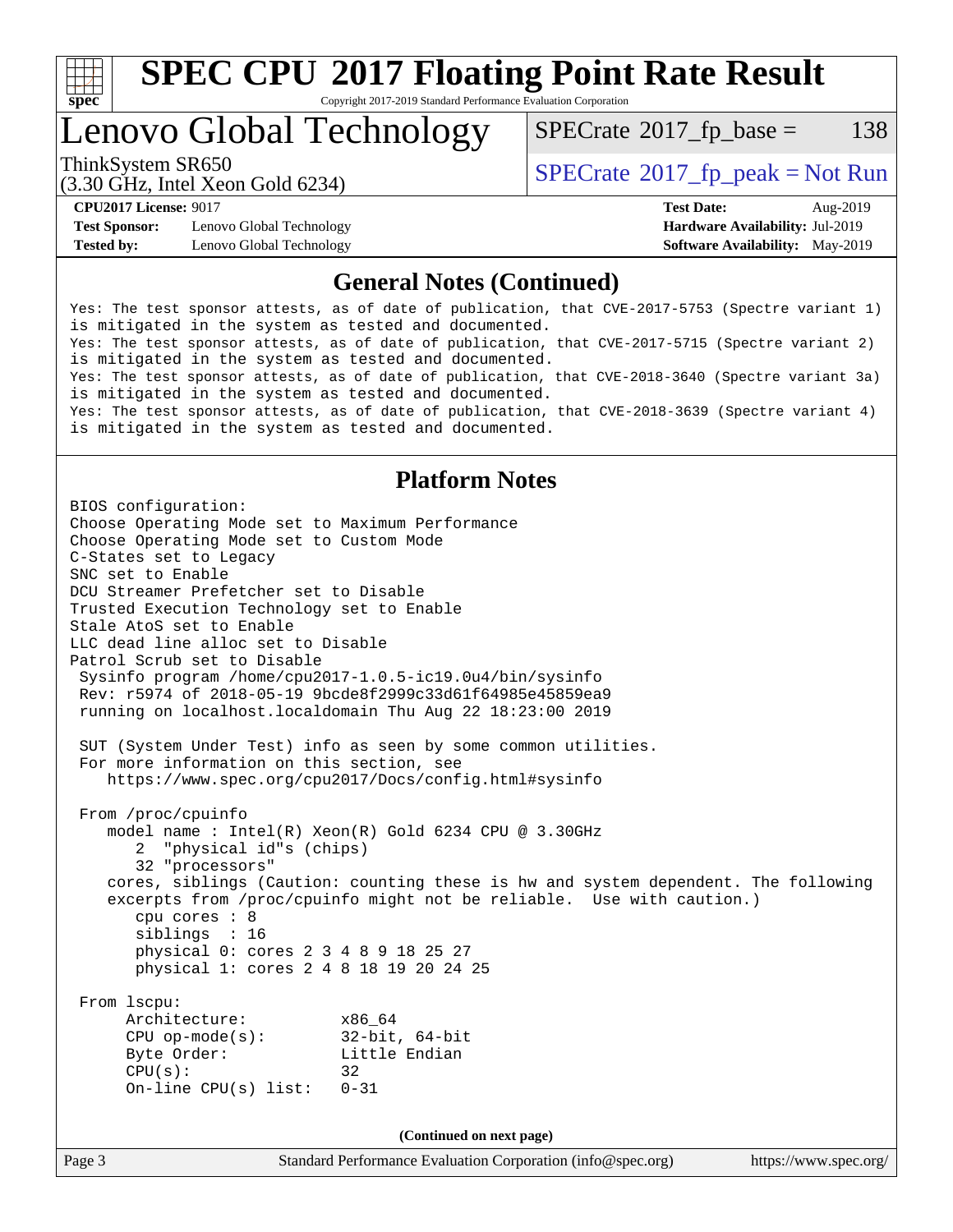## General Notes (Continued)

```
Yes: The test sponsor attests, as of date of publication, that CVE-2017-5753 (Spectre variant 1)
is mitigated in the system as tested and documented.
Yes: The test sponsor attests, as of date of publication, that CVE-2017-5715 (Spectre variant 2)
is mitigated in the system as tested and documented.
Yes: The test sponsor attests, as of date of publication, that CVE-2018-3640 (Spectre variant 3a)
is mitigated in the system as tested and documented.
Yes: The test sponsor attests, as of date of publication, that CVE-2018-3639 (Spectre variant 4)
is mitigated in the system as tested and documented.
```

## Platform Notes

```
BIOS configuration:
Choose Operating Mode set to Maximum Performance
Choose Operating Mode set to Custom Mode
C-States set to Legacy
SNC set to Enable
DCU Streamer Prefetcher set to Disable
Trusted Execution Technology set to Enable
Stale AtoS set to Enable
LLC dead line alloc set to Disable
Patrol Scrub set to Disable
 Sysinfo program /home/cpu2017-1.0.5-ic19.0u4/bin/sysinfo
 Rev: r5974 of 2018-05-19 9bcde8f2999c33d61f64985e45859ea9
 running on localhost.localdomain Thu Aug 22 18:23:00 2019

 SUT (System Under Test) info as seen by some common utilities.
 For more information on this section, see
    https://www.spec.org/cpu2017/Docs/config.html#sysinfo

 From /proc/cpuinfo
    model name : Intel(R) Xeon(R) Gold 6234 CPU @ 3.30GHz
       2  "physical id"s (chips)
       32 "processors"
    cores, siblings (Caution: counting these is hw and system dependent. The following
    excerpts from /proc/cpuinfo might not be reliable.  Use with caution.)
       cpu cores : 8
       siblings  : 16
       physical 0: cores 2 3 4 8 9 18 25 27
       physical 1: cores 2 4 8 18 19 20 24 25

 From lscpu:
      Architecture:          x86_64
      CPU op-mode(s):        32-bit, 64-bit
      Byte Order:            Little Endian
      CPU(s):                32
      On-line CPU(s) list:   0-31
```

(Continued on next page)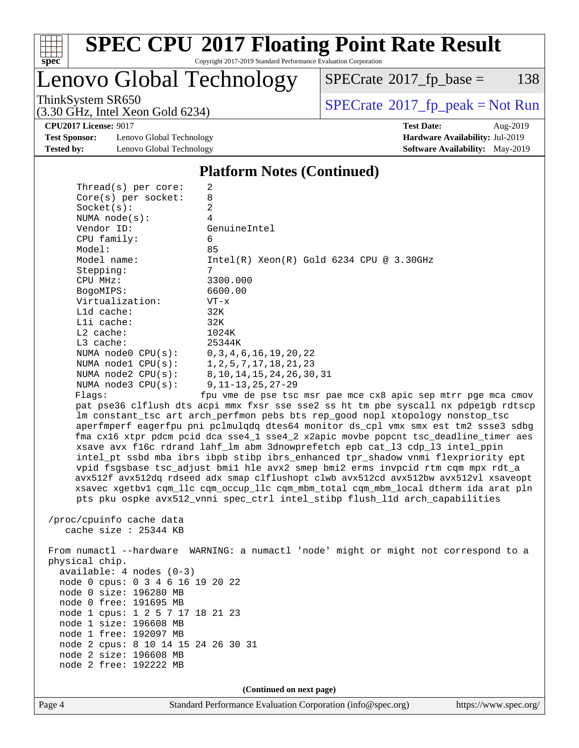# SPEC CPU 2017 Floating Point Rate Result

Copyright 2017-2019 Standard Performance Evaluation Corporation

## Lenovo Global Technology

ThinkSystem SR650
(3.30 GHz, Intel Xeon Gold 6234)

SPECrate 2017_fp_base = 138

SPECrate 2017_fp_peak = Not Run

**CPU2017 License:** 9017
**Test Sponsor:** Lenovo Global Technology
**Tested by:** Lenovo Global Technology

**Test Date:** Aug-2019
**Hardware Availability:** Jul-2019
**Software Availability:** May-2019

### Platform Notes (Continued)

```
    Thread(s) per core:    2
    Core(s) per socket:    8
    Socket(s):             2
    NUMA node(s):          4
    Vendor ID:             GenuineIntel
    CPU family:            6
    Model:                 85
    Model name:            Intel(R) Xeon(R) Gold 6234 CPU @ 3.30GHz
    Stepping:              7
    CPU MHz:               3300.000
    BogoMIPS:              6600.00
    Virtualization:        VT-x
    L1d cache:             32K
    L1i cache:             32K
    L2 cache:              1024K
    L3 cache:              25344K
    NUMA node0 CPU(s):     0,3,4,6,16,19,20,22
    NUMA node1 CPU(s):     1,2,5,7,17,18,21,23
    NUMA node2 CPU(s):     8,10,14,15,24,26,30,31
    NUMA node3 CPU(s):     9,11-13,25,27-29
    Flags:                 fpu vme de pse tsc msr pae mce cx8 apic sep mtrr pge mca cmov
    pat pse36 clflush dts acpi mmx fxsr sse sse2 ss ht tm pbe syscall nx pdpe1gb rdtscp
    lm constant_tsc art arch_perfmon pebs bts rep_good nopl xtopology nonstop_tsc
    aperfmperf eagerfpu pni pclmulqdq dtes64 monitor ds_cpl vmx smx est tm2 ssse3 sdbg
    fma cx16 xtpr pdcm pcid dca sse4_1 sse4_2 x2apic movbe popcnt tsc_deadline_timer aes
    xsave avx f16c rdrand lahf_lm abm 3dnowprefetch epb cat_l3 cdp_l3 intel_ppin
    intel_pt ssbd mba ibrs ibpb stibp ibrs_enhanced tpr_shadow vnmi flexpriority ept
    vpid fsgsbase tsc_adjust bmi1 hle avx2 smep bmi2 erms invpcid rtm cqm mpx rdt_a
    avx512f avx512dq rdseed adx smap clflushopt clwb avx512cd avx512bw avx512vl xsaveopt
    xsavec xgetbv1 cqm_llc cqm_occup_llc cqm_mbm_total cqm_mbm_local dtherm ida arat pln
    pts pku ospke avx512_vnni spec_ctrl intel_stibp flush_l1d arch_capabilities

 /proc/cpuinfo cache data
    cache size : 25344 KB

 From numactl --hardware  WARNING: a numactl 'node' might or might not correspond to a
 physical chip.
   available: 4 nodes (0-3)
   node 0 cpus: 0 3 4 6 16 19 20 22
   node 0 size: 196280 MB
   node 0 free: 191695 MB
   node 1 cpus: 1 2 5 7 17 18 21 23
   node 1 size: 196608 MB
   node 1 free: 192097 MB
   node 2 cpus: 8 10 14 15 24 26 30 31
   node 2 size: 196608 MB
   node 2 free: 192222 MB
```

(Continued on next page)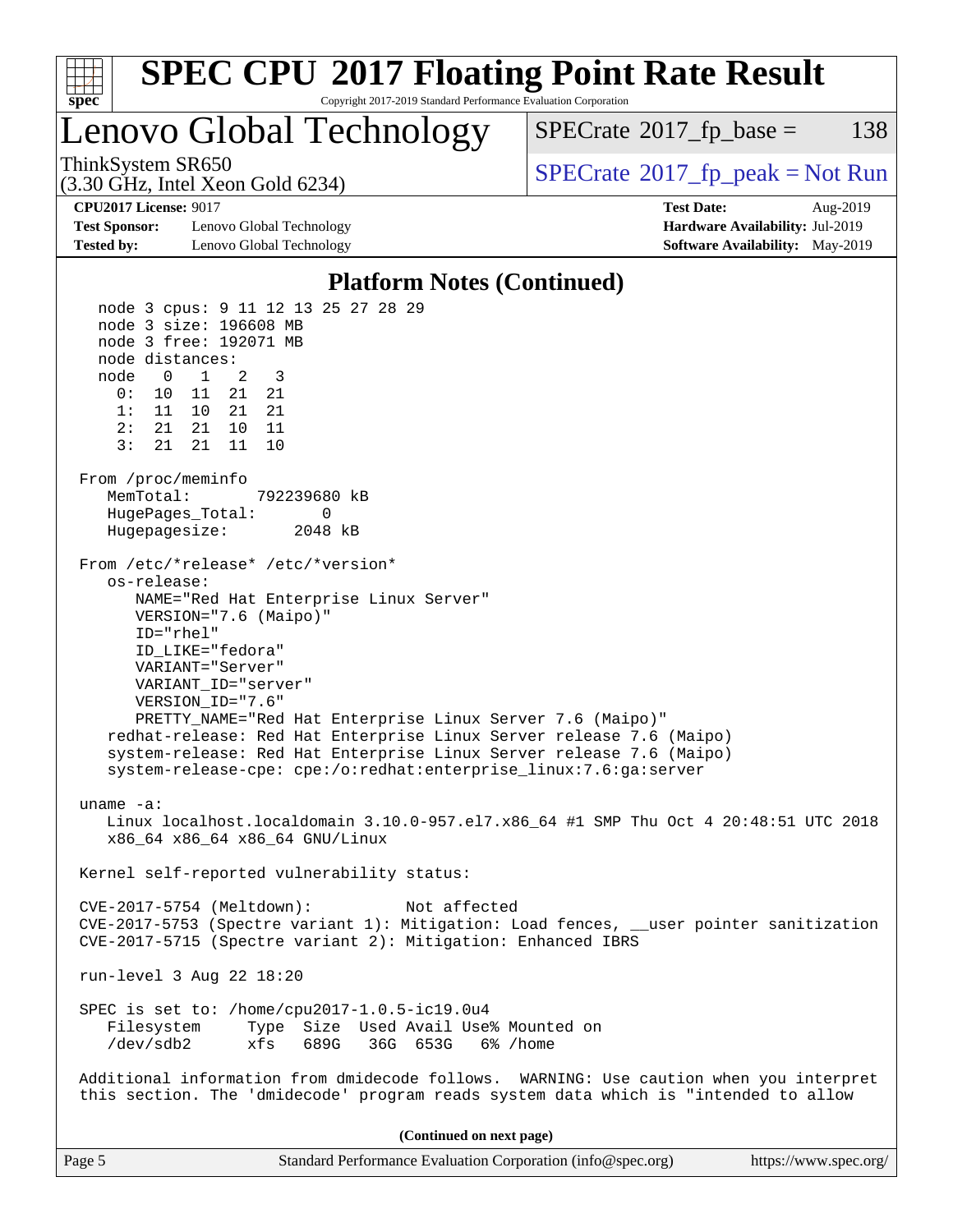## Platform Notes (Continued)

```
  node 3 cpus: 9 11 12 13 25 27 28 29
  node 3 size: 196608 MB
  node 3 free: 192071 MB
  node distances:
  node   0   1   2   3
    0:  10  11  21  21
    1:  11  10  21  21
    2:  21  21  10  11
    3:  21  21  11  10

From /proc/meminfo
   MemTotal:       792239680 kB
   HugePages_Total:       0
   Hugepagesize:       2048 kB

From /etc/*release* /etc/*version*
   os-release:
      NAME="Red Hat Enterprise Linux Server"
      VERSION="7.6 (Maipo)"
      ID="rhel"
      ID_LIKE="fedora"
      VARIANT="Server"
      VARIANT_ID="server"
      VERSION_ID="7.6"
      PRETTY_NAME="Red Hat Enterprise Linux Server 7.6 (Maipo)"
   redhat-release: Red Hat Enterprise Linux Server release 7.6 (Maipo)
   system-release: Red Hat Enterprise Linux Server release 7.6 (Maipo)
   system-release-cpe: cpe:/o:redhat:enterprise_linux:7.6:ga:server

uname -a:
   Linux localhost.localdomain 3.10.0-957.el7.x86_64 #1 SMP Thu Oct 4 20:48:51 UTC 2018
   x86_64 x86_64 x86_64 GNU/Linux

Kernel self-reported vulnerability status:

CVE-2017-5754 (Meltdown):          Not affected
CVE-2017-5753 (Spectre variant 1): Mitigation: Load fences, __user pointer sanitization
CVE-2017-5715 (Spectre variant 2): Mitigation: Enhanced IBRS

run-level 3 Aug 22 18:20

SPEC is set to: /home/cpu2017-1.0.5-ic19.0u4
   Filesystem     Type  Size  Used Avail Use% Mounted on
   /dev/sdb2      xfs   689G   36G  653G   6% /home

Additional information from dmidecode follows.  WARNING: Use caution when you interpret
this section. The 'dmidecode' program reads system data which is "intended to allow
```

**(Continued on next page)**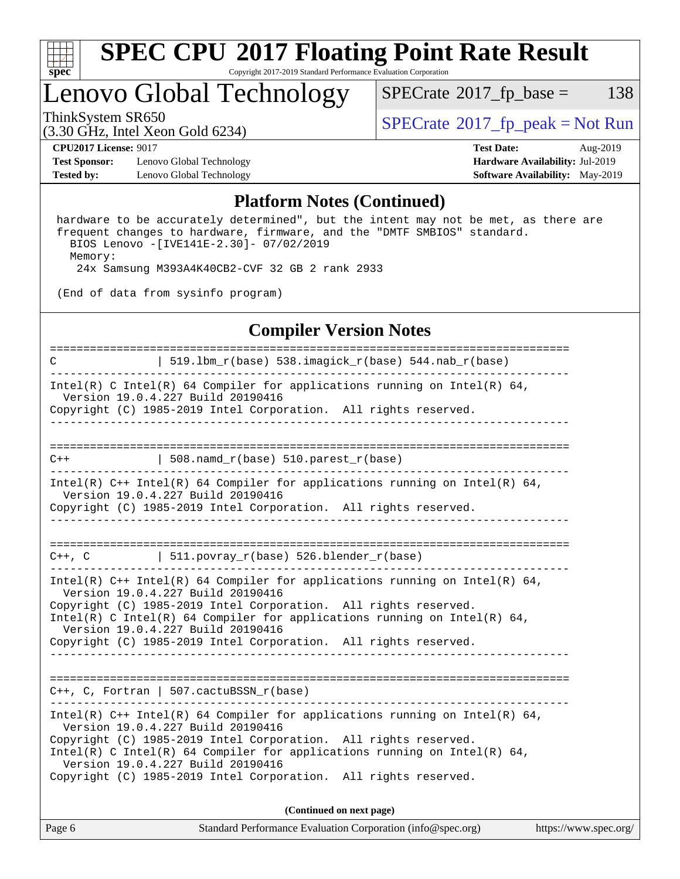## Platform Notes (Continued)

```
 hardware to be accurately determined", but the intent may not be met, as there are
 frequent changes to hardware, firmware, and the "DMTF SMBIOS" standard.
   BIOS Lenovo -[IVE141E-2.30]- 07/02/2019
   Memory:
     24x Samsung M393A4K40CB2-CVF 32 GB 2 rank 2933

 (End of data from sysinfo program)
```

## Compiler Version Notes

```
==============================================================================
C               | 519.lbm_r(base) 538.imagick_r(base) 544.nab_r(base)
------------------------------------------------------------------------------
Intel(R) C Intel(R) 64 Compiler for applications running on Intel(R) 64,
  Version 19.0.4.227 Build 20190416
Copyright (C) 1985-2019 Intel Corporation.  All rights reserved.
------------------------------------------------------------------------------

==============================================================================
C++             | 508.namd_r(base) 510.parest_r(base)
------------------------------------------------------------------------------
Intel(R) C++ Intel(R) 64 Compiler for applications running on Intel(R) 64,
  Version 19.0.4.227 Build 20190416
Copyright (C) 1985-2019 Intel Corporation.  All rights reserved.
------------------------------------------------------------------------------

==============================================================================
C++, C          | 511.povray_r(base) 526.blender_r(base)
------------------------------------------------------------------------------
Intel(R) C++ Intel(R) 64 Compiler for applications running on Intel(R) 64,
  Version 19.0.4.227 Build 20190416
Copyright (C) 1985-2019 Intel Corporation.  All rights reserved.
Intel(R) C Intel(R) 64 Compiler for applications running on Intel(R) 64,
  Version 19.0.4.227 Build 20190416
Copyright (C) 1985-2019 Intel Corporation.  All rights reserved.
------------------------------------------------------------------------------

==============================================================================
C++, C, Fortran | 507.cactuBSSN_r(base)
------------------------------------------------------------------------------
Intel(R) C++ Intel(R) 64 Compiler for applications running on Intel(R) 64,
  Version 19.0.4.227 Build 20190416
Copyright (C) 1985-2019 Intel Corporation.  All rights reserved.
Intel(R) C Intel(R) 64 Compiler for applications running on Intel(R) 64,
  Version 19.0.4.227 Build 20190416
Copyright (C) 1985-2019 Intel Corporation.  All rights reserved.
```

**(Continued on next page)**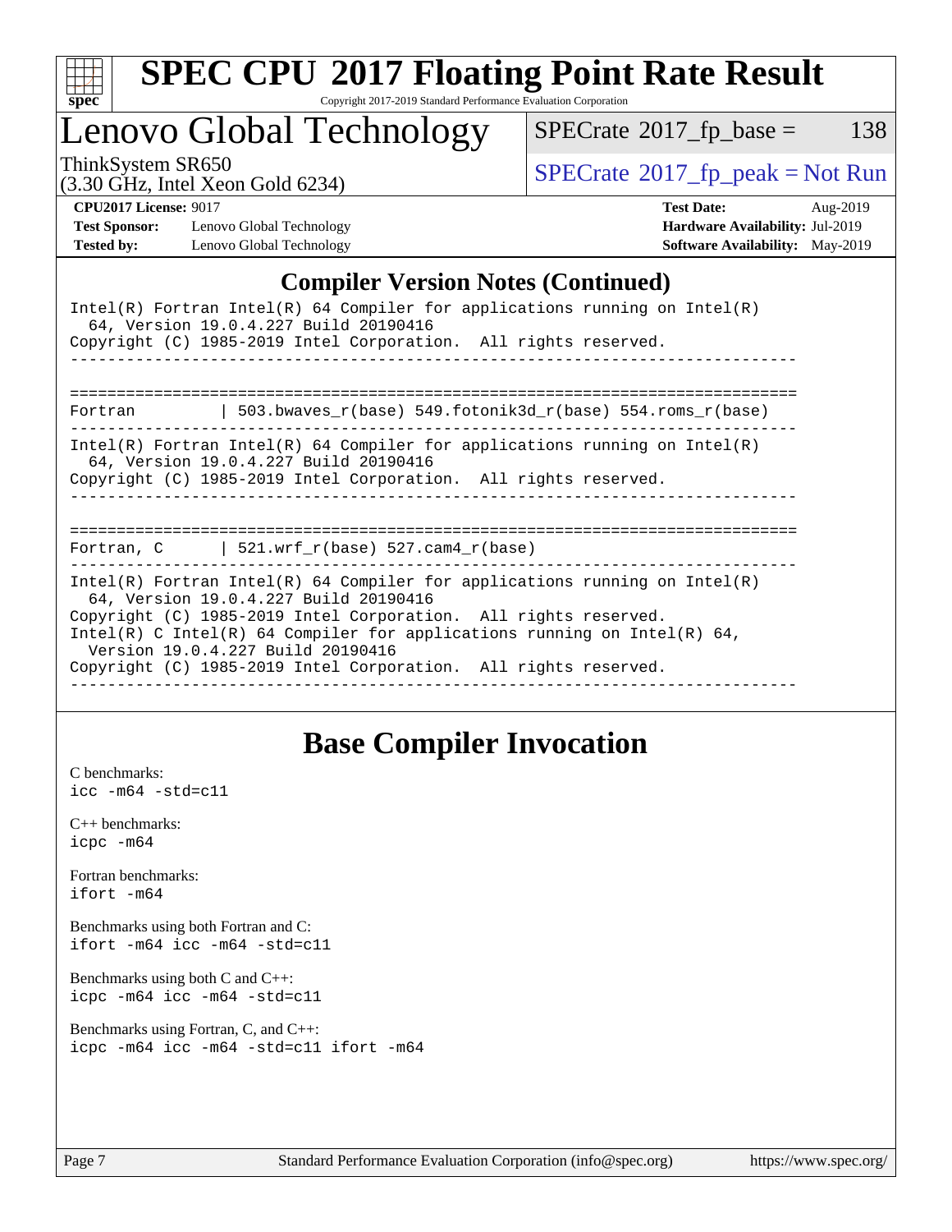## Compiler Version Notes (Continued)

```
Intel(R) Fortran Intel(R) 64 Compiler for applications running on Intel(R)
  64, Version 19.0.4.227 Build 20190416
Copyright (C) 1985-2019 Intel Corporation.  All rights reserved.
------------------------------------------------------------------------------

==============================================================================
Fortran          | 503.bwaves_r(base) 549.fotonik3d_r(base) 554.roms_r(base)
------------------------------------------------------------------------------
Intel(R) Fortran Intel(R) 64 Compiler for applications running on Intel(R)
  64, Version 19.0.4.227 Build 20190416
Copyright (C) 1985-2019 Intel Corporation.  All rights reserved.
------------------------------------------------------------------------------

==============================================================================
Fortran, C       | 521.wrf_r(base) 527.cam4_r(base)
------------------------------------------------------------------------------
Intel(R) Fortran Intel(R) 64 Compiler for applications running on Intel(R)
  64, Version 19.0.4.227 Build 20190416
Copyright (C) 1985-2019 Intel Corporation.  All rights reserved.
Intel(R) C Intel(R) 64 Compiler for applications running on Intel(R) 64,
  Version 19.0.4.227 Build 20190416
Copyright (C) 1985-2019 Intel Corporation.  All rights reserved.
------------------------------------------------------------------------------
```

## Base Compiler Invocation

C benchmarks:
`icc -m64 -std=c11`

C++ benchmarks:
`icpc -m64`

Fortran benchmarks:
`ifort -m64`

Benchmarks using both Fortran and C:
`ifort -m64 icc -m64 -std=c11`

Benchmarks using both C and C++:
`icpc -m64 icc -m64 -std=c11`

Benchmarks using Fortran, C, and C++:
`icpc -m64 icc -m64 -std=c11 ifort -m64`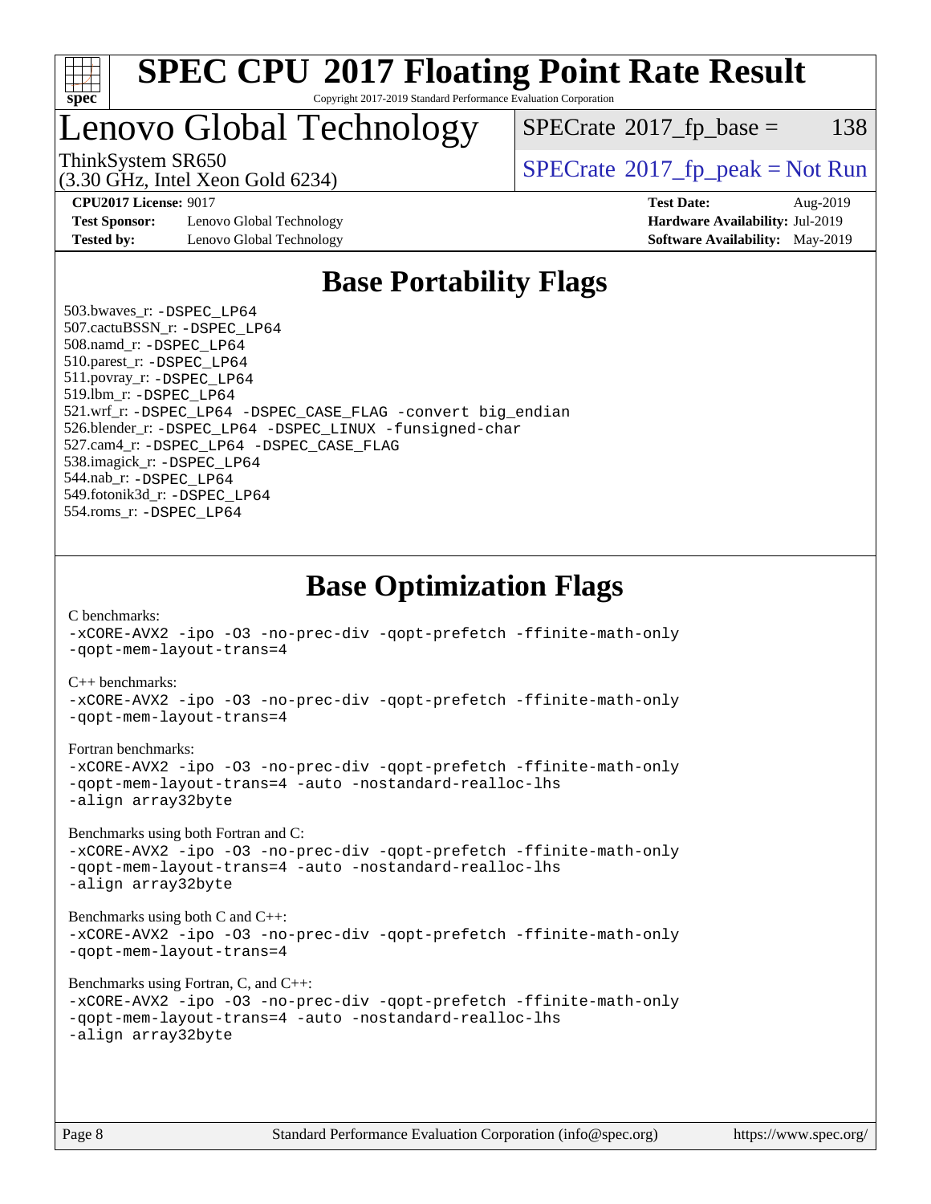# Base Portability Flags

503.bwaves_r: -DSPEC_LP64
507.cactuBSSN_r: -DSPEC_LP64
508.namd_r: -DSPEC_LP64
510.parest_r: -DSPEC_LP64
511.povray_r: -DSPEC_LP64
519.lbm_r: -DSPEC_LP64
521.wrf_r: -DSPEC_LP64 -DSPEC_CASE_FLAG -convert big_endian
526.blender_r: -DSPEC_LP64 -DSPEC_LINUX -funsigned-char
527.cam4_r: -DSPEC_LP64 -DSPEC_CASE_FLAG
538.imagick_r: -DSPEC_LP64
544.nab_r: -DSPEC_LP64
549.fotonik3d_r: -DSPEC_LP64
554.roms_r: -DSPEC_LP64

# Base Optimization Flags

C benchmarks:
-xCORE-AVX2 -ipo -O3 -no-prec-div -qopt-prefetch -ffinite-math-only
-qopt-mem-layout-trans=4

C++ benchmarks:
-xCORE-AVX2 -ipo -O3 -no-prec-div -qopt-prefetch -ffinite-math-only
-qopt-mem-layout-trans=4

Fortran benchmarks:
-xCORE-AVX2 -ipo -O3 -no-prec-div -qopt-prefetch -ffinite-math-only
-qopt-mem-layout-trans=4 -auto -nostandard-realloc-lhs
-align array32byte

Benchmarks using both Fortran and C:
-xCORE-AVX2 -ipo -O3 -no-prec-div -qopt-prefetch -ffinite-math-only
-qopt-mem-layout-trans=4 -auto -nostandard-realloc-lhs
-align array32byte

Benchmarks using both C and C++:
-xCORE-AVX2 -ipo -O3 -no-prec-div -qopt-prefetch -ffinite-math-only
-qopt-mem-layout-trans=4

Benchmarks using Fortran, C, and C++:
-xCORE-AVX2 -ipo -O3 -no-prec-div -qopt-prefetch -ffinite-math-only
-qopt-mem-layout-trans=4 -auto -nostandard-realloc-lhs
-align array32byte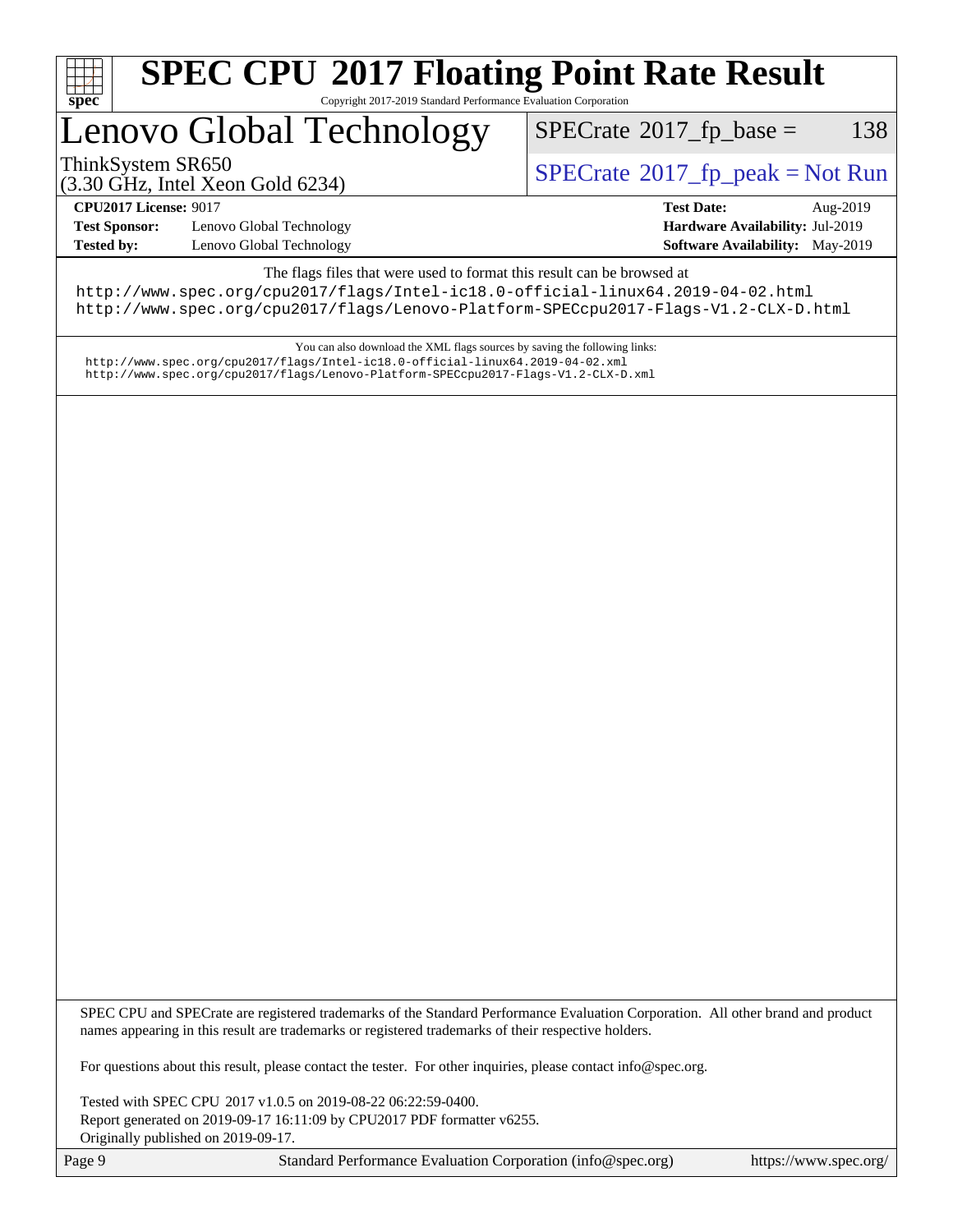The flags files that were used to format this result can be browsed at

http://www.spec.org/cpu2017/flags/Intel-ic18.0-official-linux64.2019-04-02.html
http://www.spec.org/cpu2017/flags/Lenovo-Platform-SPECcpu2017-Flags-V1.2-CLX-D.html

You can also download the XML flags sources by saving the following links:

http://www.spec.org/cpu2017/flags/Intel-ic18.0-official-linux64.2019-04-02.xml
http://www.spec.org/cpu2017/flags/Lenovo-Platform-SPECcpu2017-Flags-V1.2-CLX-D.xml

SPEC CPU and SPECrate are registered trademarks of the Standard Performance Evaluation Corporation. All other brand and product names appearing in this result are trademarks or registered trademarks of their respective holders.

For questions about this result, please contact the tester. For other inquiries, please contact info@spec.org.

Tested with SPEC CPU 2017 v1.0.5 on 2019-08-22 06:22:59-0400.
Report generated on 2019-09-17 16:11:09 by CPU2017 PDF formatter v6255.
Originally published on 2019-09-17.